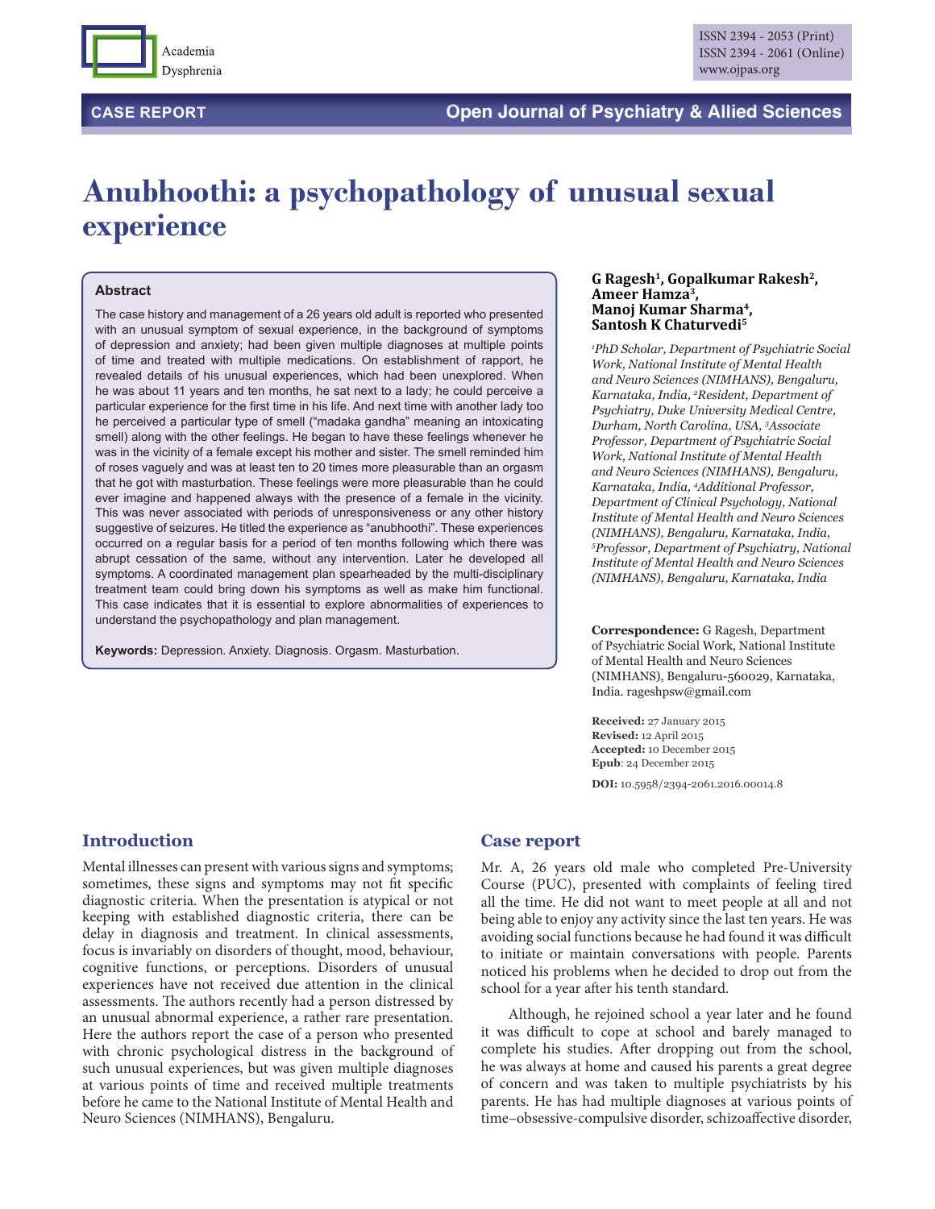CASE REPORT

Open Journal of Psychiatry & Allied Sciences

ISSN 2394 - 2053 (Print)
ISSN 2394 - 2061 (Online)
www.ojpas.org

# Anubhoothi: a psychopathology of unusual sexual experience

**G Ragesh[1], Gopalkumar Rakesh[2], Ameer Hamza[3], Manoj Kumar Sharma[4], Santosh K Chaturvedi[5]**

*[1]PhD Scholar, Department of Psychiatric Social Work, National Institute of Mental Health and Neuro Sciences (NIMHANS), Bengaluru, Karnataka, India, [2]Resident, Department of Psychiatry, Duke University Medical Centre, Durham, North Carolina, USA, [3]Associate Professor, Department of Psychiatric Social Work, National Institute of Mental Health and Neuro Sciences (NIMHANS), Bengaluru, Karnataka, India, [4]Additional Professor, Department of Clinical Psychology, National Institute of Mental Health and Neuro Sciences (NIMHANS), Bengaluru, Karnataka, India, [5]Professor, Department of Psychiatry, National Institute of Mental Health and Neuro Sciences (NIMHANS), Bengaluru, Karnataka, India*

**Correspondence:** G Ragesh, Department of Psychiatric Social Work, National Institute of Mental Health and Neuro Sciences (NIMHANS), Bengaluru-560029, Karnataka, India. rageshpsw@gmail.com

**Received:** 27 January 2015
**Revised:** 12 April 2015
**Accepted:** 10 December 2015
**Epub**: 24 December 2015

**DOI:** 10.5958/2394-2061.2016.00014.8

### Abstract

The case history and management of a 26 years old adult is reported who presented with an unusual symptom of sexual experience, in the background of symptoms of depression and anxiety; had been given multiple diagnoses at multiple points of time and treated with multiple medications. On establishment of rapport, he revealed details of his unusual experiences, which had been unexplored. When he was about 11 years and ten months, he sat next to a lady; he could perceive a particular experience for the first time in his life. And next time with another lady too he perceived a particular type of smell ("madaka gandha" meaning an intoxicating smell) along with the other feelings. He began to have these feelings whenever he was in the vicinity of a female except his mother and sister. The smell reminded him of roses vaguely and was at least ten to 20 times more pleasurable than an orgasm that he got with masturbation. These feelings were more pleasurable than he could ever imagine and happened always with the presence of a female in the vicinity. This was never associated with periods of unresponsiveness or any other history suggestive of seizures. He titled the experience as "anubhoothi". These experiences occurred on a regular basis for a period of ten months following which there was abrupt cessation of the same, without any intervention. Later he developed all symptoms. A coordinated management plan spearheaded by the multi-disciplinary treatment team could bring down his symptoms as well as make him functional. This case indicates that it is essential to explore abnormalities of experiences to understand the psychopathology and plan management.

**Keywords:** Depression. Anxiety. Diagnosis. Orgasm. Masturbation.

## Introduction

Mental illnesses can present with various signs and symptoms; sometimes, these signs and symptoms may not fit specific diagnostic criteria. When the presentation is atypical or not keeping with established diagnostic criteria, there can be delay in diagnosis and treatment. In clinical assessments, focus is invariably on disorders of thought, mood, behaviour, cognitive functions, or perceptions. Disorders of unusual experiences have not received due attention in the clinical assessments. The authors recently had a person distressed by an unusual abnormal experience, a rather rare presentation. Here the authors report the case of a person who presented with chronic psychological distress in the background of such unusual experiences, but was given multiple diagnoses at various points of time and received multiple treatments before he came to the National Institute of Mental Health and Neuro Sciences (NIMHANS), Bengaluru.

## Case report

Mr. A, 26 years old male who completed Pre-University Course (PUC), presented with complaints of feeling tired all the time. He did not want to meet people at all and not being able to enjoy any activity since the last ten years. He was avoiding social functions because he had found it was difficult to initiate or maintain conversations with people. Parents noticed his problems when he decided to drop out from the school for a year after his tenth standard.

Although, he rejoined school a year later and he found it was difficult to cope at school and barely managed to complete his studies. After dropping out from the school, he was always at home and caused his parents a great degree of concern and was taken to multiple psychiatrists by his parents. He has had multiple diagnoses at various points of time–obsessive-compulsive disorder, schizoaffective disorder,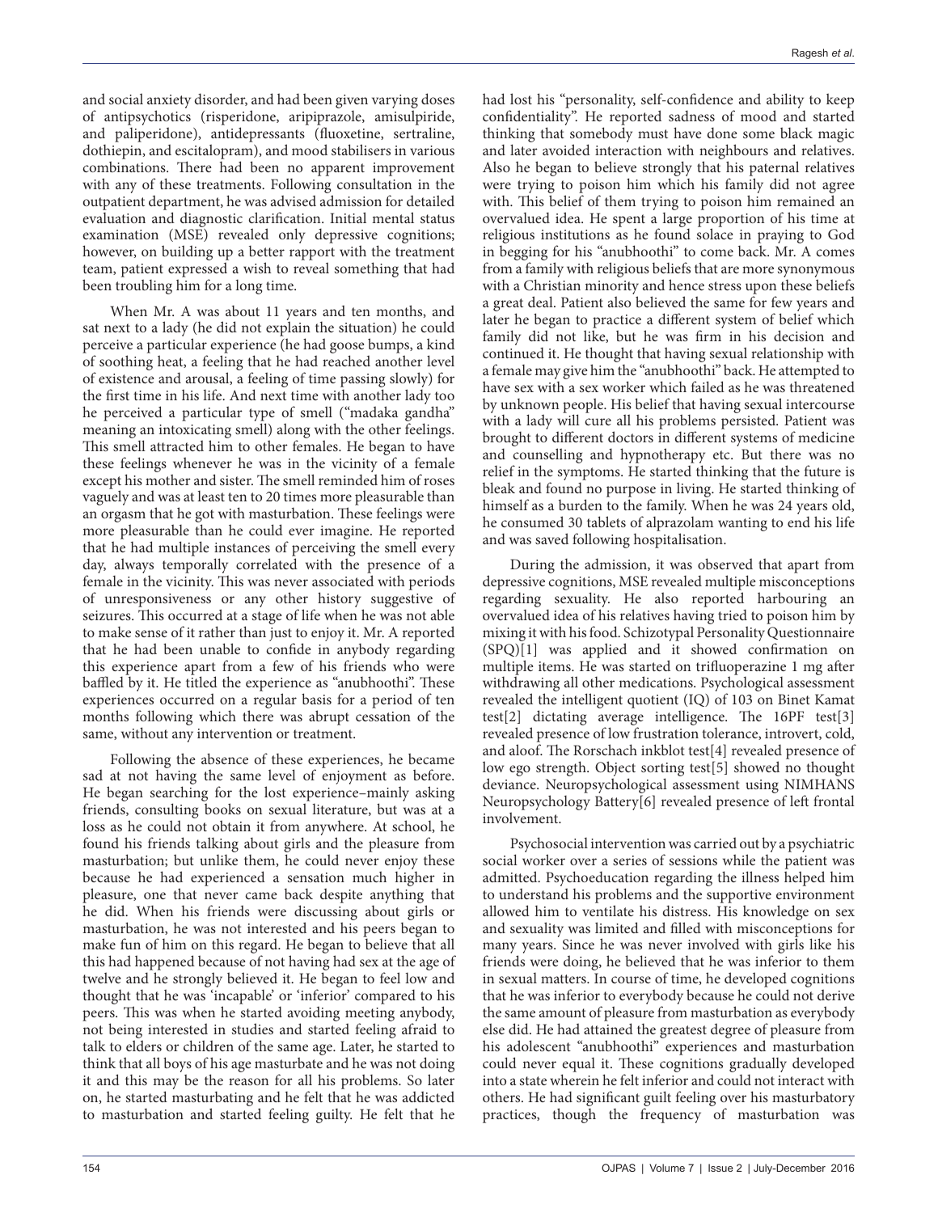and social anxiety disorder, and had been given varying doses of antipsychotics (risperidone, aripiprazole, amisulpiride, and paliperidone), antidepressants (fluoxetine, sertraline, dothiepin, and escitalopram), and mood stabilisers in various combinations. There had been no apparent improvement with any of these treatments. Following consultation in the outpatient department, he was advised admission for detailed evaluation and diagnostic clarification. Initial mental status examination (MSE) revealed only depressive cognitions; however, on building up a better rapport with the treatment team, patient expressed a wish to reveal something that had been troubling him for a long time.

When Mr. A was about 11 years and ten months, and sat next to a lady (he did not explain the situation) he could perceive a particular experience (he had goose bumps, a kind of soothing heat, a feeling that he had reached another level of existence and arousal, a feeling of time passing slowly) for the first time in his life. And next time with another lady too he perceived a particular type of smell ("madaka gandha" meaning an intoxicating smell) along with the other feelings. This smell attracted him to other females. He began to have these feelings whenever he was in the vicinity of a female except his mother and sister. The smell reminded him of roses vaguely and was at least ten to 20 times more pleasurable than an orgasm that he got with masturbation. These feelings were more pleasurable than he could ever imagine. He reported that he had multiple instances of perceiving the smell every day, always temporally correlated with the presence of a female in the vicinity. This was never associated with periods of unresponsiveness or any other history suggestive of seizures. This occurred at a stage of life when he was not able to make sense of it rather than just to enjoy it. Mr. A reported that he had been unable to confide in anybody regarding this experience apart from a few of his friends who were baffled by it. He titled the experience as "anubhoothi". These experiences occurred on a regular basis for a period of ten months following which there was abrupt cessation of the same, without any intervention or treatment.

Following the absence of these experiences, he became sad at not having the same level of enjoyment as before. He began searching for the lost experience–mainly asking friends, consulting books on sexual literature, but was at a loss as he could not obtain it from anywhere. At school, he found his friends talking about girls and the pleasure from masturbation; but unlike them, he could never enjoy these because he had experienced a sensation much higher in pleasure, one that never came back despite anything that he did. When his friends were discussing about girls or masturbation, he was not interested and his peers began to make fun of him on this regard. He began to believe that all this had happened because of not having had sex at the age of twelve and he strongly believed it. He began to feel low and thought that he was 'incapable' or 'inferior' compared to his peers. This was when he started avoiding meeting anybody, not being interested in studies and started feeling afraid to talk to elders or children of the same age. Later, he started to think that all boys of his age masturbate and he was not doing it and this may be the reason for all his problems. So later on, he started masturbating and he felt that he was addicted to masturbation and started feeling guilty. He felt that he had lost his "personality, self-confidence and ability to keep confidentiality". He reported sadness of mood and started thinking that somebody must have done some black magic and later avoided interaction with neighbours and relatives. Also he began to believe strongly that his paternal relatives were trying to poison him which his family did not agree with. This belief of them trying to poison him remained an overvalued idea. He spent a large proportion of his time at religious institutions as he found solace in praying to God in begging for his "anubhoothi" to come back. Mr. A comes from a family with religious beliefs that are more synonymous with a Christian minority and hence stress upon these beliefs a great deal. Patient also believed the same for few years and later he began to practice a different system of belief which family did not like, but he was firm in his decision and continued it. He thought that having sexual relationship with a female may give him the "anubhoothi" back. He attempted to have sex with a sex worker which failed as he was threatened by unknown people. His belief that having sexual intercourse with a lady will cure all his problems persisted. Patient was brought to different doctors in different systems of medicine and counselling and hypnotherapy etc. But there was no relief in the symptoms. He started thinking that the future is bleak and found no purpose in living. He started thinking of himself as a burden to the family. When he was 24 years old, he consumed 30 tablets of alprazolam wanting to end his life and was saved following hospitalisation.

During the admission, it was observed that apart from depressive cognitions, MSE revealed multiple misconceptions regarding sexuality. He also reported harbouring an overvalued idea of his relatives having tried to poison him by mixing it with his food. Schizotypal Personality Questionnaire (SPQ)[1] was applied and it showed confirmation on multiple items. He was started on trifluoperazine 1 mg after withdrawing all other medications. Psychological assessment revealed the intelligent quotient (IQ) of 103 on Binet Kamat test[2] dictating average intelligence. The 16PF test[3] revealed presence of low frustration tolerance, introvert, cold, and aloof. The Rorschach inkblot test[4] revealed presence of low ego strength. Object sorting test[5] showed no thought deviance. Neuropsychological assessment using NIMHANS Neuropsychology Battery[6] revealed presence of left frontal involvement.

Psychosocial intervention was carried out by a psychiatric social worker over a series of sessions while the patient was admitted. Psychoeducation regarding the illness helped him to understand his problems and the supportive environment allowed him to ventilate his distress. His knowledge on sex and sexuality was limited and filled with misconceptions for many years. Since he was never involved with girls like his friends were doing, he believed that he was inferior to them in sexual matters. In course of time, he developed cognitions that he was inferior to everybody because he could not derive the same amount of pleasure from masturbation as everybody else did. He had attained the greatest degree of pleasure from his adolescent "anubhoothi" experiences and masturbation could never equal it. These cognitions gradually developed into a state wherein he felt inferior and could not interact with others. He had significant guilt feeling over his masturbatory practices, though the frequency of masturbation was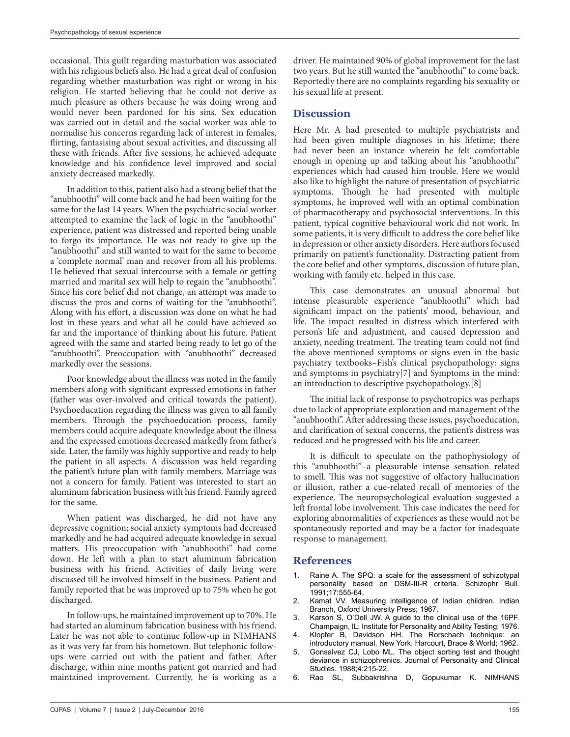occasional. This guilt regarding masturbation was associated with his religious beliefs also. He had a great deal of confusion regarding whether masturbation was right or wrong in his religion. He started believing that he could not derive as much pleasure as others because he was doing wrong and would never been pardoned for his sins. Sex education was carried out in detail and the social worker was able to normalise his concerns regarding lack of interest in females, flirting, fantasising about sexual activities, and discussing all these with friends. After five sessions, he achieved adequate knowledge and his confidence level improved and social anxiety decreased markedly.

In addition to this, patient also had a strong belief that the "anubhoothi" will come back and he had been waiting for the same for the last 14 years. When the psychiatric social worker attempted to examine the lack of logic in the "anubhoothi" experience, patient was distressed and reported being unable to forgo its importance. He was not ready to give up the "anubhoothi" and still wanted to wait for the same to become a 'complete normal' man and recover from all his problems. He believed that sexual intercourse with a female or getting married and marital sex will help to regain the "anubhoothi". Since his core belief did not change, an attempt was made to discuss the pros and corns of waiting for the "anubhoothi". Along with his effort, a discussion was done on what he had lost in these years and what all he could have achieved so far and the importance of thinking about his future. Patient agreed with the same and started being ready to let go of the "anubhoothi". Preoccupation with "anubhoothi" decreased markedly over the sessions.

Poor knowledge about the illness was noted in the family members along with significant expressed emotions in father (father was over-involved and critical towards the patient). Psychoeducation regarding the illness was given to all family members. Through the psychoeducation process, family members could acquire adequate knowledge about the illness and the expressed emotions decreased markedly from father's side. Later, the family was highly supportive and ready to help the patient in all aspects. A discussion was held regarding the patient's future plan with family members. Marriage was not a concern for family. Patient was interested to start an aluminum fabrication business with his friend. Family agreed for the same.

When patient was discharged, he did not have any depressive cognition; social anxiety symptoms had decreased markedly and he had acquired adequate knowledge in sexual matters. His preoccupation with "anubhoothi" had come down. He left with a plan to start aluminum fabrication business with his friend. Activities of daily living were discussed till he involved himself in the business. Patient and family reported that he was improved up to 75% when he got discharged.

In follow-ups, he maintained improvement up to 70%. He had started an aluminum fabrication business with his friend. Later he was not able to continue follow-up in NIMHANS as it was very far from his hometown. But telephonic follow-ups were carried out with the patient and father. After discharge, within nine months patient got married and had maintained improvement. Currently, he is working as a driver. He maintained 90% of global improvement for the last two years. But he still wanted the "anubhoothi" to come back. Reportedly there are no complaints regarding his sexuality or his sexual life at present.

## Discussion

Here Mr. A had presented to multiple psychiatrists and had been given multiple diagnoses in his lifetime; there had never been an instance wherein he felt comfortable enough in opening up and talking about his "anubhoothi" experiences which had caused him trouble. Here we would also like to highlight the nature of presentation of psychiatric symptoms. Though he had presented with multiple symptoms, he improved well with an optimal combination of pharmacotherapy and psychosocial interventions. In this patient, typical cognitive behavioural work did not work. In some patients, it is very difficult to address the core belief like in depression or other anxiety disorders. Here authors focused primarily on patient's functionality. Distracting patient from the core belief and other symptoms, discussion of future plan, working with family etc. helped in this case.

This case demonstrates an unusual abnormal but intense pleasurable experience "anubhoothi" which had significant impact on the patients' mood, behaviour, and life. The impact resulted in distress which interfered with person's life and adjustment, and caused depression and anxiety, needing treatment. The treating team could not find the above mentioned symptoms or signs even in the basic psychiatry textbooks–Fish's clinical psychopathology: signs and symptoms in psychiatry[7] and Symptoms in the mind: an introduction to descriptive psychopathology.[8]

The initial lack of response to psychotropics was perhaps due to lack of appropriate exploration and management of the "anubhoothi". After addressing these issues, psychoeducation, and clarification of sexual concerns, the patient's distress was reduced and he progressed with his life and career.

It is difficult to speculate on the pathophysiology of this "anubhoothi"–a pleasurable intense sensation related to smell. This was not suggestive of olfactory hallucination or illusion, rather a cue-related recall of memories of the experience. The neuropsychological evaluation suggested a left frontal lobe involvement. This case indicates the need for exploring abnormalities of experiences as these would not be spontaneously reported and may be a factor for inadequate response to management.

## References

1. Raine A. The SPQ: a scale for the assessment of schizotypal personality based on DSM-III-R criteria. Schizophr Bull. 1991;17:555-64.
2. Kamat VV. Measuring intelligence of Indian children. Indian Branch, Oxford University Press; 1967.
3. Karson S, O'Dell JW. A guide to the clinical use of the 16PF. Champaign, IL: Institute for Personality and Ability Testing; 1976.
4. Klopfer B, Davidson HH. The Rorschach technique: an introductory manual. New York: Harcourt, Brace & World; 1962.
5. Gonsalvez CJ, Lobo ML. The object sorting test and thought deviance in schizophrenics. Journal of Personality and Clinical Studies. 1988;4:215-22.
6. Rao SL, Subbakrishna D, Gopukumar K. NIMHANS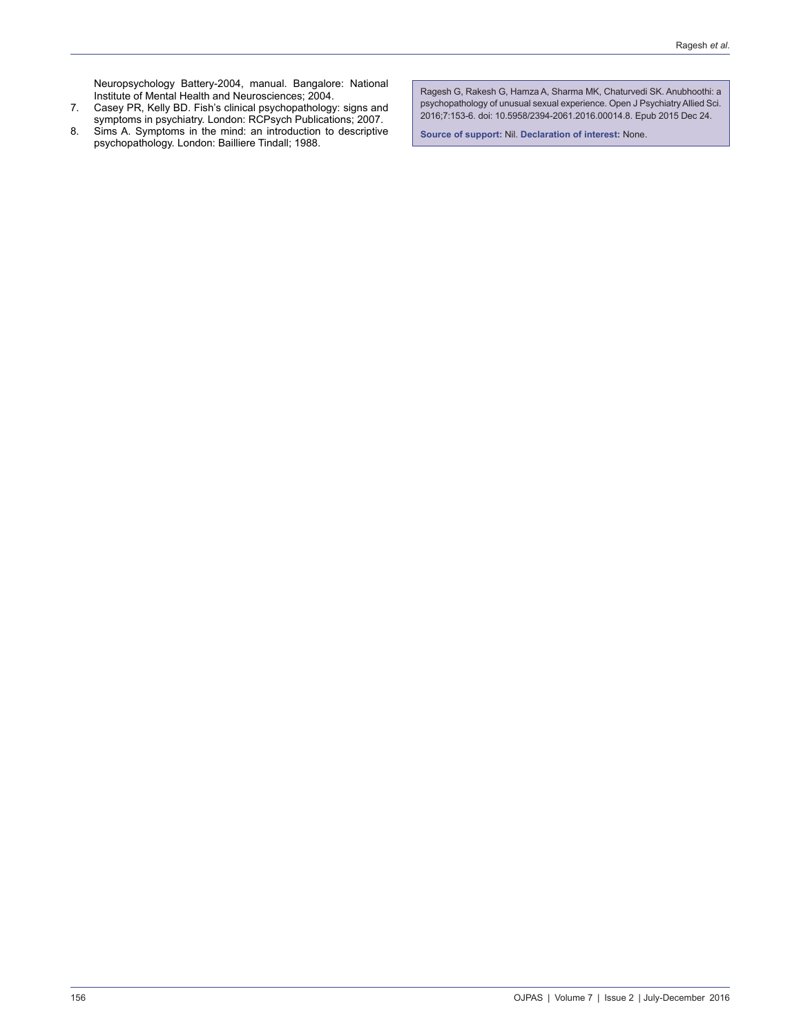Neuropsychology Battery-2004, manual. Bangalore: National Institute of Mental Health and Neurosciences; 2004.

7. Casey PR, Kelly BD. Fish's clinical psychopathology: signs and symptoms in psychiatry. London: RCPsych Publications; 2007.
8. Sims A. Symptoms in the mind: an introduction to descriptive psychopathology. London: Bailliere Tindall; 1988.

Ragesh G, Rakesh G, Hamza A, Sharma MK, Chaturvedi SK. Anubhoothi: a psychopathology of unusual sexual experience. Open J Psychiatry Allied Sci. 2016;7:153-6. doi: 10.5958/2394-2061.2016.00014.8. Epub 2015 Dec 24.

**Source of support:** Nil. **Declaration of interest:** None.